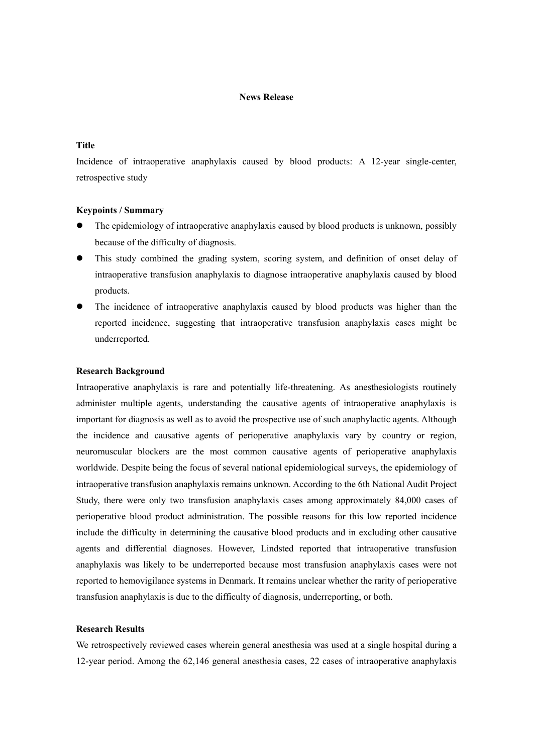# News Release

## Title

Incidence of intraoperative anaphylaxis caused by blood products: A 12-year single-center, retrospective study

## Keypoints / Summary

- The epidemiology of intraoperative anaphylaxis caused by blood products is unknown, possibly because of the difficulty of diagnosis.
- This study combined the grading system, scoring system, and definition of onset delay of intraoperative transfusion anaphylaxis to diagnose intraoperative anaphylaxis caused by blood products.
- The incidence of intraoperative anaphylaxis caused by blood products was higher than the reported incidence, suggesting that intraoperative transfusion anaphylaxis cases might be underreported.

## Research Background

Intraoperative anaphylaxis is rare and potentially life-threatening. As anesthesiologists routinely administer multiple agents, understanding the causative agents of intraoperative anaphylaxis is important for diagnosis as well as to avoid the prospective use of such anaphylactic agents. Although the incidence and causative agents of perioperative anaphylaxis vary by country or region, neuromuscular blockers are the most common causative agents of perioperative anaphylaxis worldwide. Despite being the focus of several national epidemiological surveys, the epidemiology of intraoperative transfusion anaphylaxis remains unknown. According to the 6th National Audit Project Study, there were only two transfusion anaphylaxis cases among approximately 84,000 cases of perioperative blood product administration. The possible reasons for this low reported incidence include the difficulty in determining the causative blood products and in excluding other causative agents and differential diagnoses. However, Lindsted reported that intraoperative transfusion anaphylaxis was likely to be underreported because most transfusion anaphylaxis cases were not reported to hemovigilance systems in Denmark. It remains unclear whether the rarity of perioperative transfusion anaphylaxis is due to the difficulty of diagnosis, underreporting, or both.

## Research Results

We retrospectively reviewed cases wherein general anesthesia was used at a single hospital during a 12-year period. Among the 62,146 general anesthesia cases, 22 cases of intraoperative anaphylaxis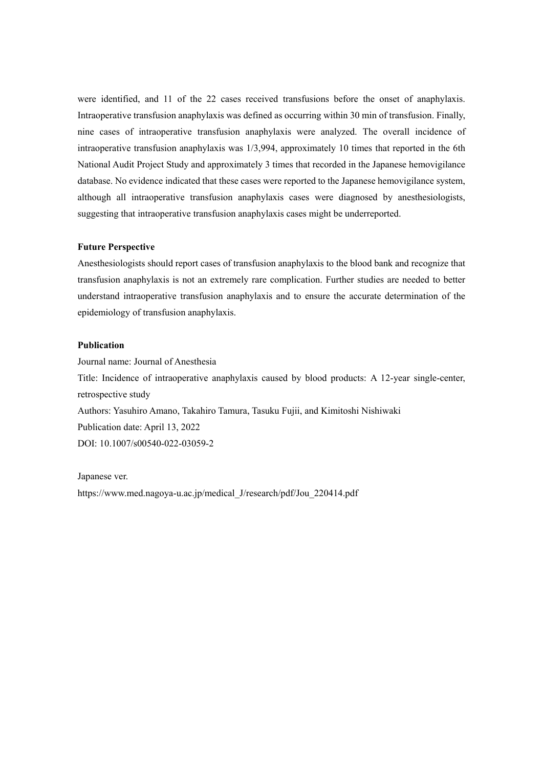were identified, and 11 of the 22 cases received transfusions before the onset of anaphylaxis. Intraoperative transfusion anaphylaxis was defined as occurring within 30 min of transfusion. Finally, nine cases of intraoperative transfusion anaphylaxis were analyzed. The overall incidence of intraoperative transfusion anaphylaxis was 1/3,994, approximately 10 times that reported in the 6th National Audit Project Study and approximately 3 times that recorded in the Japanese hemovigilance database. No evidence indicated that these cases were reported to the Japanese hemovigilance system, although all intraoperative transfusion anaphylaxis cases were diagnosed by anesthesiologists, suggesting that intraoperative transfusion anaphylaxis cases might be underreported.

**Future Perspective**

Anesthesiologists should report cases of transfusion anaphylaxis to the blood bank and recognize that transfusion anaphylaxis is not an extremely rare complication. Further studies are needed to better understand intraoperative transfusion anaphylaxis and to ensure the accurate determination of the epidemiology of transfusion anaphylaxis.

**Publication**

Journal name: Journal of Anesthesia

Title: Incidence of intraoperative anaphylaxis caused by blood products: A 12-year single-center, retrospective study

Authors: Yasuhiro Amano, Takahiro Tamura, Tasuku Fujii, and Kimitoshi Nishiwaki

Publication date: April 13, 2022

DOI: 10.1007/s00540-022-03059-2

Japanese ver.

https://www.med.nagoya-u.ac.jp/medical_J/research/pdf/Jou_220414.pdf